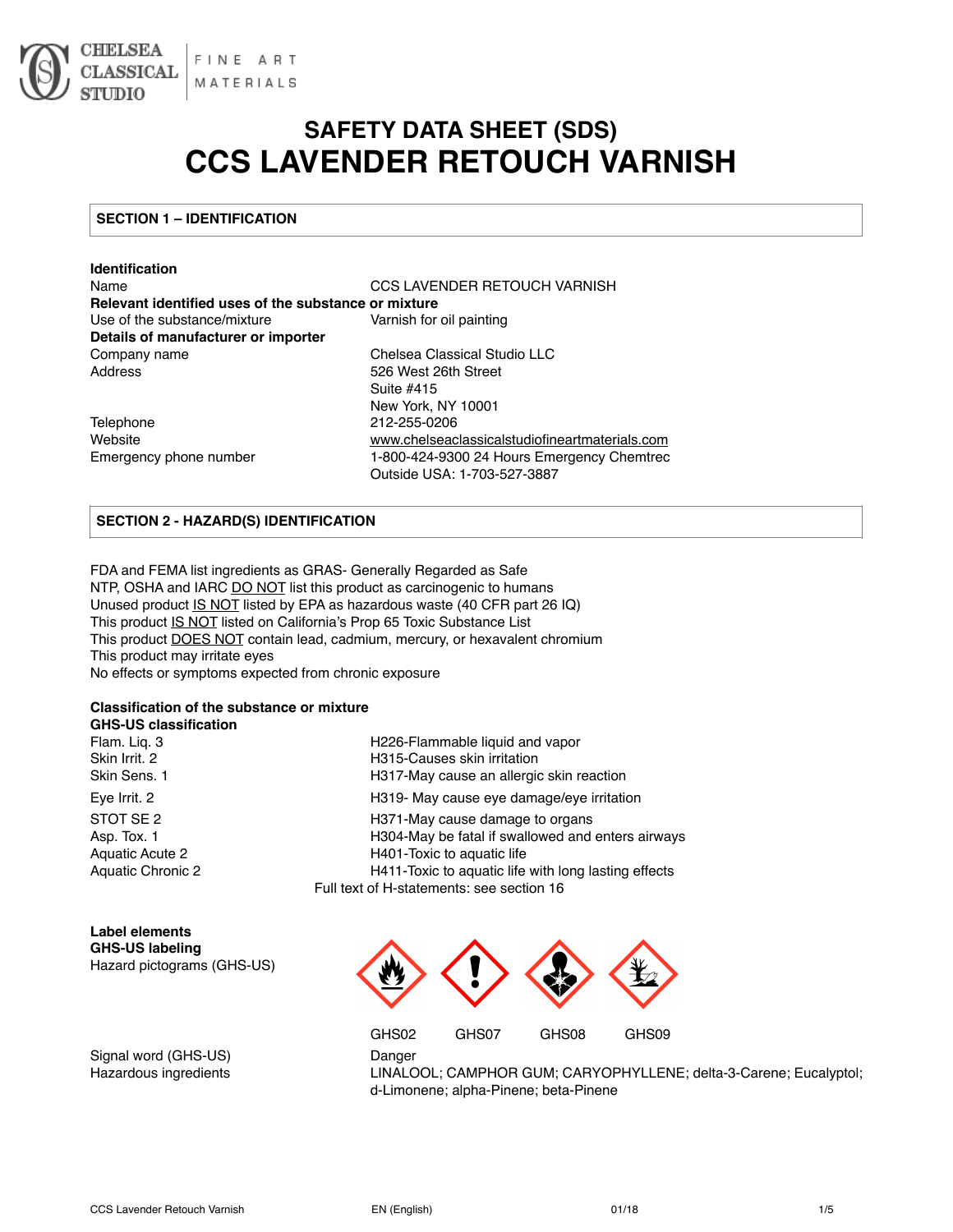CHELSEA CLASSICAL STUDIO | FINE ART MATERIALS

# SAFETY DATA SHEET (SDS)
# CCS LAVENDER RETOUCH VARNISH

## SECTION 1 – IDENTIFICATION

**Identification**

| | |
|---|---|
| Name | CCS LAVENDER RETOUCH VARNISH |
| **Relevant identified uses of the substance or mixture** | |
| Use of the substance/mixture | Varnish for oil painting |
| **Details of manufacturer or importer** | |
| Company name | Chelsea Classical Studio LLC |
| Address | 526 West 26th Street<br>Suite #415<br>New York, NY 10001 |
| Telephone | 212-255-0206 |
| Website | www.chelseaclassicalstudiofineartmaterials.com |
| Emergency phone number | 1-800-424-9300 24 Hours Emergency Chemtrec<br>Outside USA: 1-703-527-3887 |

## SECTION 2 - HAZARD(S) IDENTIFICATION

FDA and FEMA list ingredients as GRAS- Generally Regarded as Safe
NTP, OSHA and IARC DO NOT list this product as carcinogenic to humans
Unused product IS NOT listed by EPA as hazardous waste (40 CFR part 26 IQ)
This product IS NOT listed on California's Prop 65 Toxic Substance List
This product DOES NOT contain lead, cadmium, mercury, or hexavalent chromium
This product may irritate eyes
No effects or symptoms expected from chronic exposure

**Classification of the substance or mixture**
**GHS-US classification**

| | |
|---|---|
| Flam. Liq. 3 | H226-Flammable liquid and vapor |
| Skin Irrit. 2 | H315-Causes skin irritation |
| Skin Sens. 1 | H317-May cause an allergic skin reaction |
| Eye Irrit. 2 | H319- May cause eye damage/eye irritation |
| STOT SE 2 | H371-May cause damage to organs |
| Asp. Tox. 1 | H304-May be fatal if swallowed and enters airways |
| Aquatic Acute 2 | H401-Toxic to aquatic life |
| Aquatic Chronic 2 | H411-Toxic to aquatic life with long lasting effects |

Full text of H-statements: see section 16

**Label elements**
**GHS-US labeling**

Hazard pictograms (GHS-US): GHS02 GHS07 GHS08 GHS09

| | |
|---|---|
| Signal word (GHS-US) | Danger |
| Hazardous ingredients | LINALOOL; CAMPHOR GUM; CARYOPHYLLENE; delta-3-Carene; Eucalyptol; d-Limonene; alpha-Pinene; beta-Pinene |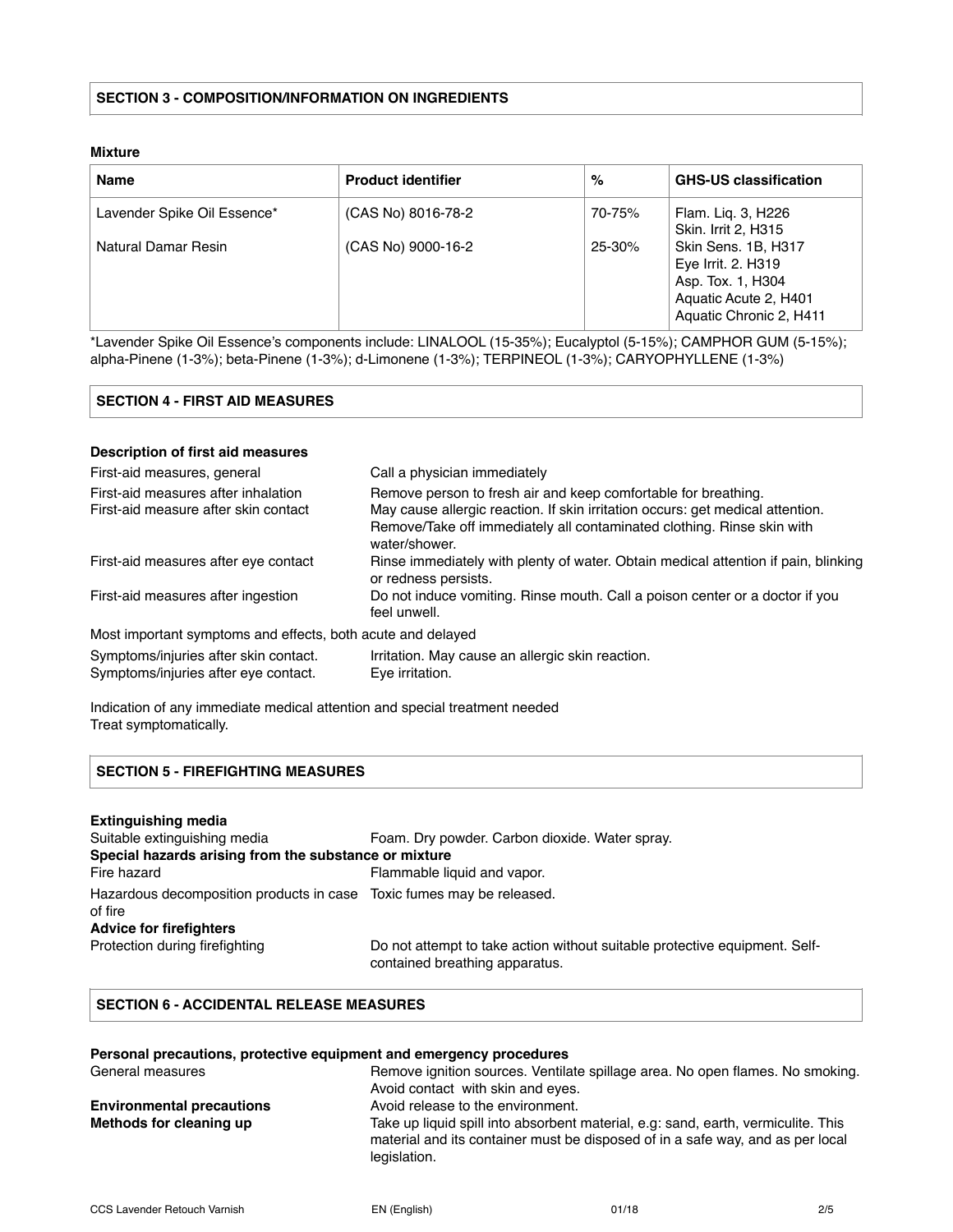## SECTION 3 - COMPOSITION/INFORMATION ON INGREDIENTS

**Mixture**

| Name | Product identifier | % | GHS-US classification |
|---|---|---|---|
| Lavender Spike Oil Essence* | (CAS No) 8016-78-2 | 70-75% | Flam. Liq. 3, H226<br>Skin. Irrit 2, H315 |
| Natural Damar Resin | (CAS No) 9000-16-2 | 25-30% | Skin Sens. 1B, H317<br>Eye Irrit. 2. H319<br>Asp. Tox. 1, H304<br>Aquatic Acute 2, H401<br>Aquatic Chronic 2, H411 |

*Lavender Spike Oil Essence's components include: LINALOOL (15-35%); Eucalyptol (5-15%); CAMPHOR GUM (5-15%); alpha-Pinene (1-3%); beta-Pinene (1-3%); d-Limonene (1-3%); TERPINEOL (1-3%); CARYOPHYLLENE (1-3%)

## SECTION 4 - FIRST AID MEASURES

**Description of first aid measures**

| | |
|---|---|
| First-aid measures, general | Call a physician immediately |
| First-aid measures after inhalation | Remove person to fresh air and keep comfortable for breathing. |
| First-aid measure after skin contact | May cause allergic reaction. If skin irritation occurs: get medical attention. Remove/Take off immediately all contaminated clothing. Rinse skin with water/shower. |
| First-aid measures after eye contact | Rinse immediately with plenty of water. Obtain medical attention if pain, blinking or redness persists. |
| First-aid measures after ingestion | Do not induce vomiting. Rinse mouth. Call a poison center or a doctor if you feel unwell. |

Most important symptoms and effects, both acute and delayed

| | |
|---|---|
| Symptoms/injuries after skin contact. | Irritation. May cause an allergic skin reaction. |
| Symptoms/injuries after eye contact. | Eye irritation. |

Indication of any immediate medical attention and special treatment needed
Treat symptomatically.

## SECTION 5 - FIREFIGHTING MEASURES

**Extinguishing media**

| | |
|---|---|
| Suitable extinguishing media | Foam. Dry powder. Carbon dioxide. Water spray. |

**Special hazards arising from the substance or mixture**

| | |
|---|---|
| Fire hazard | Flammable liquid and vapor. |
| Hazardous decomposition products in case of fire | Toxic fumes may be released. |

**Advice for firefighters**

| | |
|---|---|
| Protection during firefighting | Do not attempt to take action without suitable protective equipment. Self-contained breathing apparatus. |

## SECTION 6 - ACCIDENTAL RELEASE MEASURES

**Personal precautions, protective equipment and emergency procedures**

| | |
|---|---|
| General measures | Remove ignition sources. Ventilate spillage area. No open flames. No smoking. Avoid contact with skin and eyes. |
| **Environmental precautions** | Avoid release to the environment. |
| **Methods for cleaning up** | Take up liquid spill into absorbent material, e.g: sand, earth, vermiculite. This material and its container must be disposed of in a safe way, and as per local legislation. |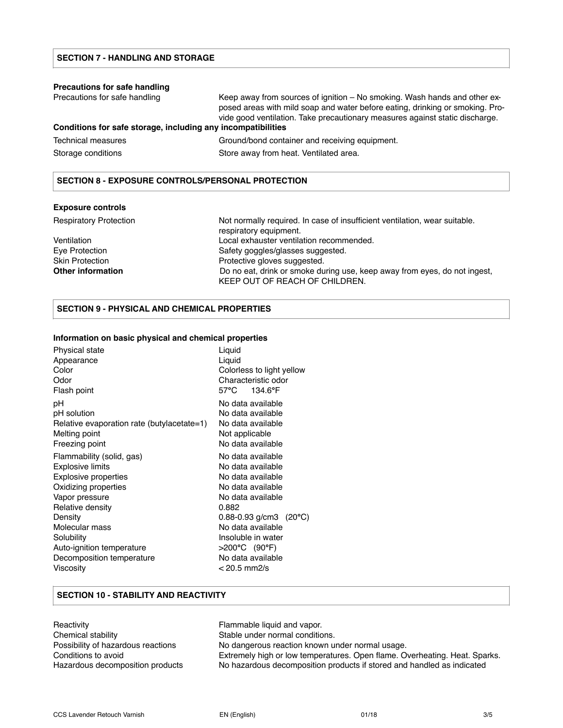## SECTION 7 - HANDLING AND STORAGE

**Precautions for safe handling**

| | |
|---|---|
| Precautions for safe handling | Keep away from sources of ignition – No smoking. Wash hands and other exposed areas with mild soap and water before eating, drinking or smoking. Provide good ventilation. Take precautionary measures against static discharge. |

**Conditions for safe storage, including any incompatibilities**

| | |
|---|---|
| Technical measures | Ground/bond container and receiving equipment. |
| Storage conditions | Store away from heat. Ventilated area. |

## SECTION 8 - EXPOSURE CONTROLS/PERSONAL PROTECTION

**Exposure controls**

| | |
|---|---|
| Respiratory Protection | Not normally required. In case of insufficient ventilation, wear suitable. respiratory equipment. |
| Ventilation | Local exhauster ventilation recommended. |
| Eye Protection | Safety goggles/glasses suggested. |
| Skin Protection | Protective gloves suggested. |
| **Other information** | Do no eat, drink or smoke during use, keep away from eyes, do not ingest, KEEP OUT OF REACH OF CHILDREN. |

## SECTION 9 - PHYSICAL AND CHEMICAL PROPERTIES

**Information on basic physical and chemical properties**

| | |
|---|---|
| Physical state | Liquid |
| Appearance | Liquid |
| Color | Colorless to light yellow |
| Odor | Characteristic odor |
| Flash point | 57°C 134.6°F |
| pH | No data available |
| pH solution | No data available |
| Relative evaporation rate (butylacetate=1) | No data available |
| Melting point | Not applicable |
| Freezing point | No data available |
| Flammability (solid, gas) | No data available |
| Explosive limits | No data available |
| Explosive properties | No data available |
| Oxidizing properties | No data available |
| Vapor pressure | No data available |
| Relative density | 0.882 |
| Density | 0.88-0.93 g/cm3 (20°C) |
| Molecular mass | No data available |
| Solubility | Insoluble in water |
| Auto-ignition temperature | >200°C (90°F) |
| Decomposition temperature | No data available |
| Viscosity | < 20.5 mm2/s |

## SECTION 10 - STABILITY AND REACTIVITY

| | |
|---|---|
| Reactivity | Flammable liquid and vapor. |
| Chemical stability | Stable under normal conditions. |
| Possibility of hazardous reactions | No dangerous reaction known under normal usage. |
| Conditions to avoid | Extremely high or low temperatures. Open flame. Overheating. Heat. Sparks. |
| Hazardous decomposition products | No hazardous decomposition products if stored and handled as indicated |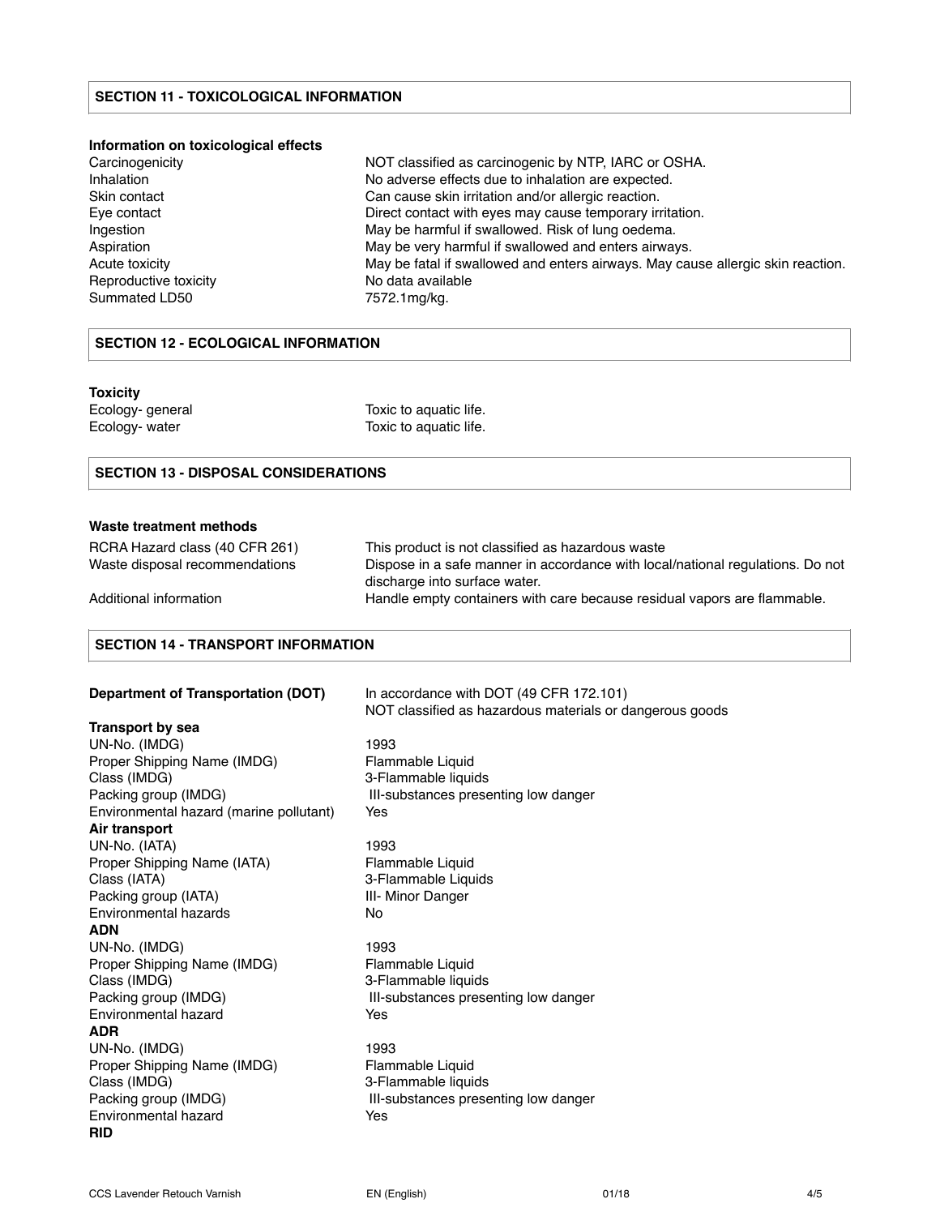## SECTION 11 - TOXICOLOGICAL INFORMATION

**Information on toxicological effects**

| | |
|---|---|
| Carcinogenicity | NOT classified as carcinogenic by NTP, IARC or OSHA. |
| Inhalation | No adverse effects due to inhalation are expected. |
| Skin contact | Can cause skin irritation and/or allergic reaction. |
| Eye contact | Direct contact with eyes may cause temporary irritation. |
| Ingestion | May be harmful if swallowed. Risk of lung oedema. |
| Aspiration | May be very harmful if swallowed and enters airways. |
| Acute toxicity | May be fatal if swallowed and enters airways. May cause allergic skin reaction. |
| Reproductive toxicity | No data available |
| Summated LD50 | 7572.1mg/kg. |

## SECTION 12 - ECOLOGICAL INFORMATION

**Toxicity**

| | |
|---|---|
| Ecology- general | Toxic to aquatic life. |
| Ecology- water | Toxic to aquatic life. |

## SECTION 13 - DISPOSAL CONSIDERATIONS

**Waste treatment methods**

| | |
|---|---|
| RCRA Hazard class (40 CFR 261) | This product is not classified as hazardous waste |
| Waste disposal recommendations | Dispose in a safe manner in accordance with local/national regulations. Do not discharge into surface water. |
| Additional information | Handle empty containers with care because residual vapors are flammable. |

## SECTION 14 - TRANSPORT INFORMATION

| | |
|---|---|
| **Department of Transportation (DOT)** | In accordance with DOT (49 CFR 172.101) NOT classified as hazardous materials or dangerous goods |
| **Transport by sea** | |
| UN-No. (IMDG) | 1993 |
| Proper Shipping Name (IMDG) | Flammable Liquid |
| Class (IMDG) | 3-Flammable liquids |
| Packing group (IMDG) | III-substances presenting low danger |
| Environmental hazard (marine pollutant) | Yes |
| **Air transport** | |
| UN-No. (IATA) | 1993 |
| Proper Shipping Name (IATA) | Flammable Liquid |
| Class (IATA) | 3-Flammable Liquids |
| Packing group (IATA) | III- Minor Danger |
| Environmental hazards | No |
| **ADN** | |
| UN-No. (IMDG) | 1993 |
| Proper Shipping Name (IMDG) | Flammable Liquid |
| Class (IMDG) | 3-Flammable liquids |
| Packing group (IMDG) | III-substances presenting low danger |
| Environmental hazard | Yes |
| **ADR** | |
| UN-No. (IMDG) | 1993 |
| Proper Shipping Name (IMDG) | Flammable Liquid |
| Class (IMDG) | 3-Flammable liquids |
| Packing group (IMDG) | III-substances presenting low danger |
| Environmental hazard | Yes |
| **RID** | |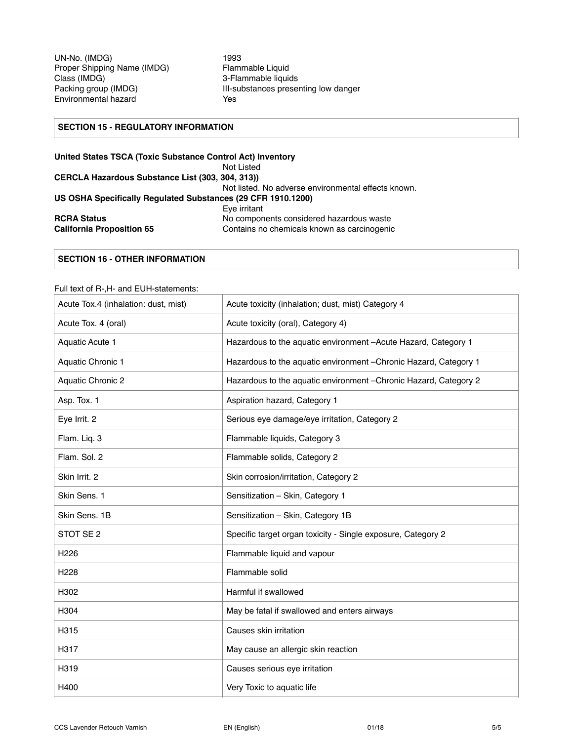| | |
|---|---|
| UN-No. (IMDG) | 1993 |
| Proper Shipping Name (IMDG) | Flammable Liquid |
| Class (IMDG) | 3-Flammable liquids |
| Packing group (IMDG) | III-substances presenting low danger |
| Environmental hazard | Yes |

## SECTION 15 - REGULATORY INFORMATION

**United States TSCA (Toxic Substance Control Act) Inventory**
Not Listed

**CERCLA Hazardous Substance List (303, 304, 313))**
Not listed. No adverse environmental effects known.

**US OSHA Specifically Regulated Substances (29 CFR 1910.1200)**
Eye irritant

**RCRA Status** No components considered hazardous waste

**California Proposition 65** Contains no chemicals known as carcinogenic

## SECTION 16 - OTHER INFORMATION

Full text of R-,H- and EUH-statements:

| | |
|---|---|
| Acute Tox.4 (inhalation: dust, mist) | Acute toxicity (inhalation; dust, mist) Category 4 |
| Acute Tox. 4 (oral) | Acute toxicity (oral), Category 4) |
| Aquatic Acute 1 | Hazardous to the aquatic environment –Acute Hazard, Category 1 |
| Aquatic Chronic 1 | Hazardous to the aquatic environment –Chronic Hazard, Category 1 |
| Aquatic Chronic 2 | Hazardous to the aquatic environment –Chronic Hazard, Category 2 |
| Asp. Tox. 1 | Aspiration hazard, Category 1 |
| Eye Irrit. 2 | Serious eye damage/eye irritation, Category 2 |
| Flam. Liq. 3 | Flammable liquids, Category 3 |
| Flam. Sol. 2 | Flammable solids, Category 2 |
| Skin Irrit. 2 | Skin corrosion/irritation, Category 2 |
| Skin Sens. 1 | Sensitization – Skin, Category 1 |
| Skin Sens. 1B | Sensitization – Skin, Category 1B |
| STOT SE 2 | Specific target organ toxicity - Single exposure, Category 2 |
| H226 | Flammable liquid and vapour |
| H228 | Flammable solid |
| H302 | Harmful if swallowed |
| H304 | May be fatal if swallowed and enters airways |
| H315 | Causes skin irritation |
| H317 | May cause an allergic skin reaction |
| H319 | Causes serious eye irritation |
| H400 | Very Toxic to aquatic life |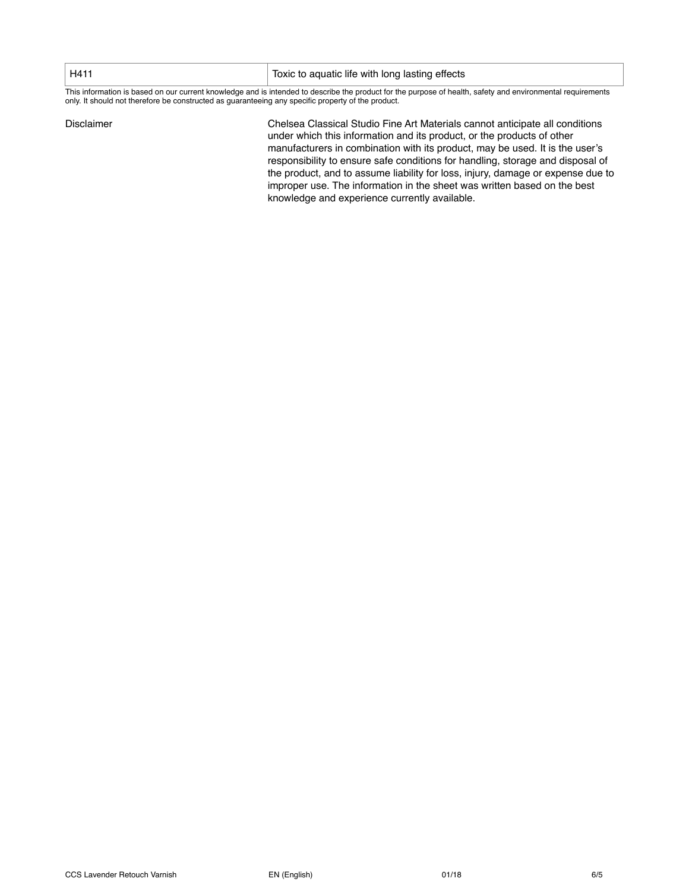| | |
|---|---|
| H411 | Toxic to aquatic life with long lasting effects |

This information is based on our current knowledge and is intended to describe the product for the purpose of health, safety and environmental requirements only. It should not therefore be constructed as guaranteeing any specific property of the product.

Disclaimer

Chelsea Classical Studio Fine Art Materials cannot anticipate all conditions under which this information and its product, or the products of other manufacturers in combination with its product, may be used. It is the user's responsibility to ensure safe conditions for handling, storage and disposal of the product, and to assume liability for loss, injury, damage or expense due to improper use. The information in the sheet was written based on the best knowledge and experience currently available.